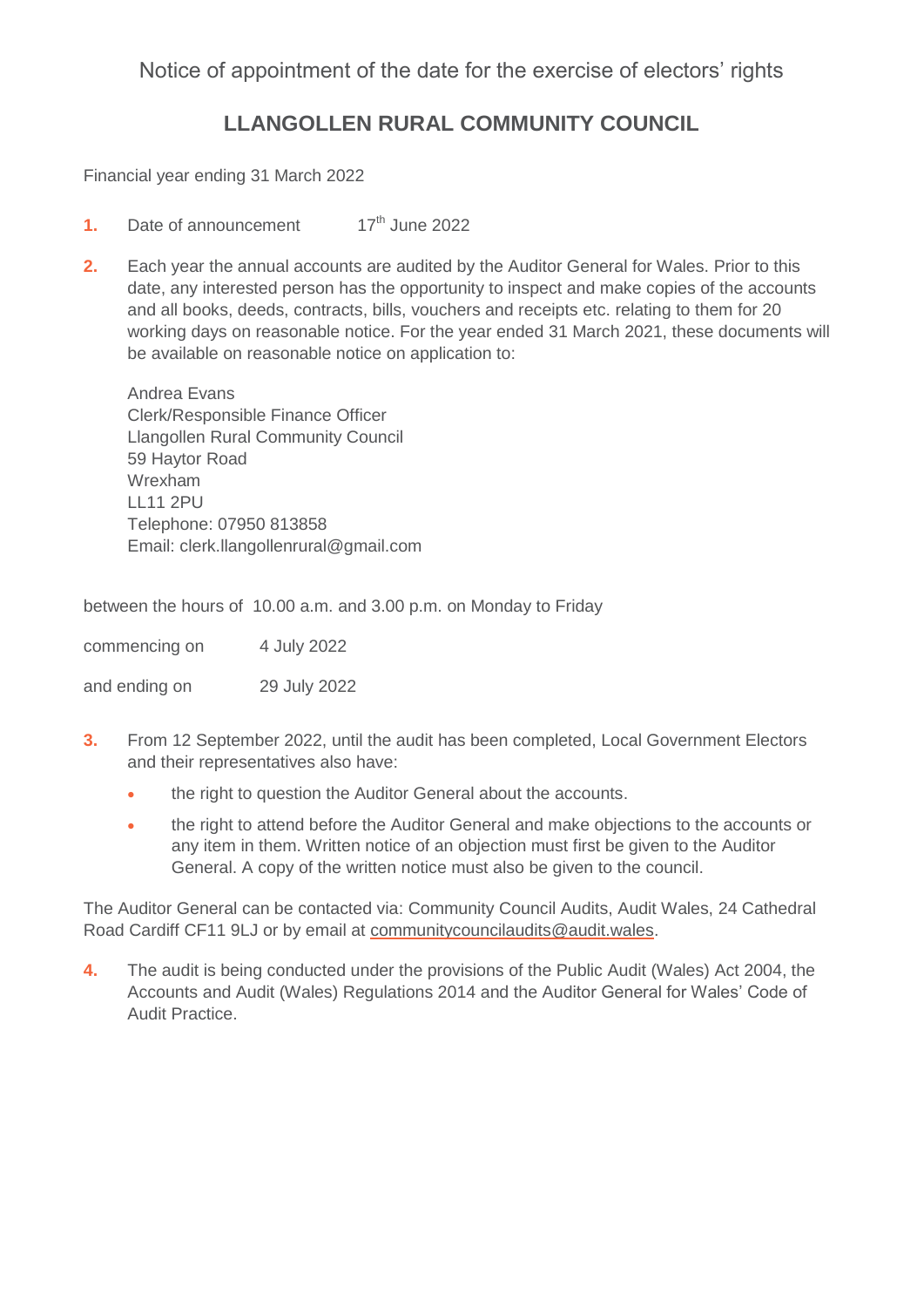Notice of appointment of the date for the exercise of electors' rights

# LLANGOLLEN RURAL COMMUNITY COUNCIL

Financial year ending 31 March 2022

1. Date of announcement 17th June 2022

2. Each year the annual accounts are audited by the Auditor General for Wales. Prior to this date, any interested person has the opportunity to inspect and make copies of the accounts and all books, deeds, contracts, bills, vouchers and receipts etc. relating to them for 20 working days on reasonable notice. For the year ended 31 March 2021, these documents will be available on reasonable notice on application to:

   Andrea Evans
   Clerk/Responsible Finance Officer
   Llangollen Rural Community Council
   59 Haytor Road
   Wrexham
   LL11 2PU
   Telephone: 07950 813858
   Email: clerk.llangollenrural@gmail.com

between the hours of 10.00 a.m. and 3.00 p.m. on Monday to Friday

commencing on 4 July 2022

and ending on 29 July 2022

3. From 12 September 2022, until the audit has been completed, Local Government Electors and their representatives also have:

   - the right to question the Auditor General about the accounts.
   - the right to attend before the Auditor General and make objections to the accounts or any item in them. Written notice of an objection must first be given to the Auditor General. A copy of the written notice must also be given to the council.

The Auditor General can be contacted via: Community Council Audits, Audit Wales, 24 Cathedral Road Cardiff CF11 9LJ or by email at communitycouncilaudits@audit.wales.

4. The audit is being conducted under the provisions of the Public Audit (Wales) Act 2004, the Accounts and Audit (Wales) Regulations 2014 and the Auditor General for Wales' Code of Audit Practice.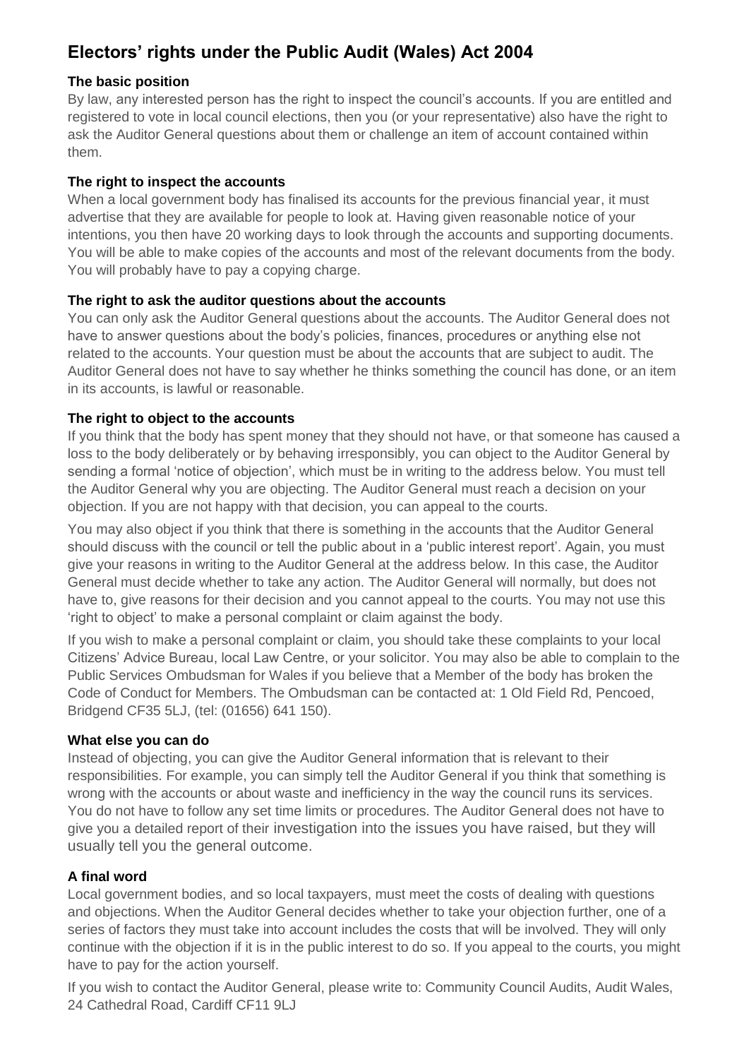# Electors' rights under the Public Audit (Wales) Act 2004

### The basic position

By law, any interested person has the right to inspect the council's accounts. If you are entitled and registered to vote in local council elections, then you (or your representative) also have the right to ask the Auditor General questions about them or challenge an item of account contained within them.

### The right to inspect the accounts

When a local government body has finalised its accounts for the previous financial year, it must advertise that they are available for people to look at. Having given reasonable notice of your intentions, you then have 20 working days to look through the accounts and supporting documents. You will be able to make copies of the accounts and most of the relevant documents from the body. You will probably have to pay a copying charge.

### The right to ask the auditor questions about the accounts

You can only ask the Auditor General questions about the accounts. The Auditor General does not have to answer questions about the body's policies, finances, procedures or anything else not related to the accounts. Your question must be about the accounts that are subject to audit. The Auditor General does not have to say whether he thinks something the council has done, or an item in its accounts, is lawful or reasonable.

### The right to object to the accounts

If you think that the body has spent money that they should not have, or that someone has caused a loss to the body deliberately or by behaving irresponsibly, you can object to the Auditor General by sending a formal 'notice of objection', which must be in writing to the address below. You must tell the Auditor General why you are objecting. The Auditor General must reach a decision on your objection. If you are not happy with that decision, you can appeal to the courts.

You may also object if you think that there is something in the accounts that the Auditor General should discuss with the council or tell the public about in a 'public interest report'. Again, you must give your reasons in writing to the Auditor General at the address below. In this case, the Auditor General must decide whether to take any action. The Auditor General will normally, but does not have to, give reasons for their decision and you cannot appeal to the courts. You may not use this 'right to object' to make a personal complaint or claim against the body.

If you wish to make a personal complaint or claim, you should take these complaints to your local Citizens' Advice Bureau, local Law Centre, or your solicitor. You may also be able to complain to the Public Services Ombudsman for Wales if you believe that a Member of the body has broken the Code of Conduct for Members. The Ombudsman can be contacted at: 1 Old Field Rd, Pencoed, Bridgend CF35 5LJ, (tel: (01656) 641 150).

### What else you can do

Instead of objecting, you can give the Auditor General information that is relevant to their responsibilities. For example, you can simply tell the Auditor General if you think that something is wrong with the accounts or about waste and inefficiency in the way the council runs its services. You do not have to follow any set time limits or procedures. The Auditor General does not have to give you a detailed report of their investigation into the issues you have raised, but they will usually tell you the general outcome.

### A final word

Local government bodies, and so local taxpayers, must meet the costs of dealing with questions and objections. When the Auditor General decides whether to take your objection further, one of a series of factors they must take into account includes the costs that will be involved. They will only continue with the objection if it is in the public interest to do so. If you appeal to the courts, you might have to pay for the action yourself.

If you wish to contact the Auditor General, please write to: Community Council Audits, Audit Wales, 24 Cathedral Road, Cardiff CF11 9LJ